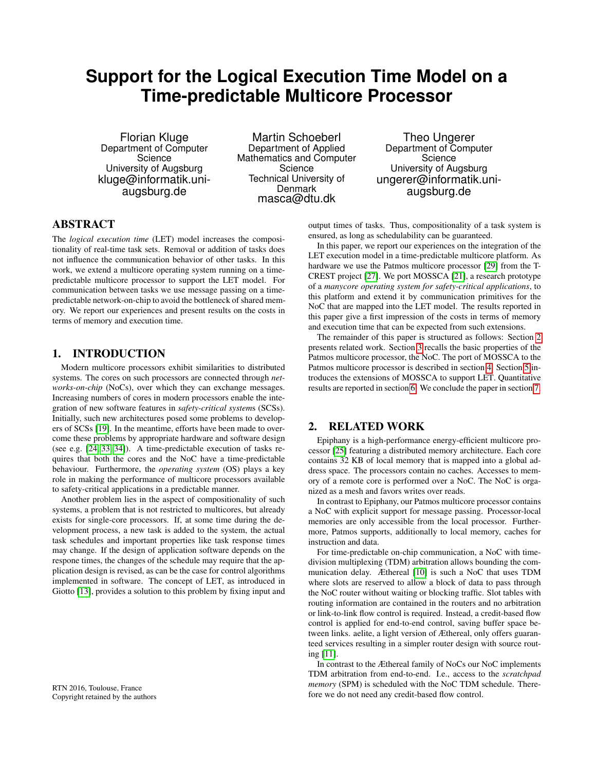# Support for the Logical Execution Time Model on a Time-predictable Multicore Processor

Florian Kluge
Department of Computer Science
University of Augsburg
kluge@informatik.uni-augsburg.de

Martin Schoeberl
Department of Applied Mathematics and Computer Science
Technical University of Denmark
masca@dtu.dk

Theo Ungerer
Department of Computer Science
University of Augsburg
ungerer@informatik.uni-augsburg.de

## ABSTRACT

The *logical execution time* (LET) model increases the compositionality of real-time task sets. Removal or addition of tasks does not influence the communication behavior of other tasks. In this work, we extend a multicore operating system running on a time-predictable multicore processor to support the LET model. For communication between tasks we use message passing on a time-predictable network-on-chip to avoid the bottleneck of shared memory. We report our experiences and present results on the costs in terms of memory and execution time.

## 1. INTRODUCTION

Modern multicore processors exhibit similarities to distributed systems. The cores on such processors are connected through *networks-on-chip* (NoCs), over which they can exchange messages. Increasing numbers of cores in modern processors enable the integration of new software features in *safety-critical systems* (SCSs). Initially, such new architectures posed some problems to developers of SCSs [19]. In the meantime, efforts have been made to overcome these problems by appropriate hardware and software design (see e.g. [24, 33, 34]). A time-predictable execution of tasks requires that both the cores and the NoC have a time-predictable behaviour. Furthermore, the *operating system* (OS) plays a key role in making the performance of multicore processors available to safety-critical applications in a predictable manner.

Another problem lies in the aspect of compositionality of such systems, a problem that is not restricted to multicores, but already exists for single-core processors. If, at some time during the development process, a new task is added to the system, the actual task schedules and important properties like task response times may change. If the design of application software depends on the respone times, the changes of the schedule may require that the application design is revised, as can be the case for control algorithms implemented in software. The concept of LET, as introduced in Giotto [13], provides a solution to this problem by fixing input and output times of tasks. Thus, compositionality of a task system is ensured, as long as schedulability can be guaranteed.

In this paper, we report our experiences on the integration of the LET execution model in a time-predictable multicore platform. As hardware we use the Patmos multicore processor [29] from the T-CREST project [27]. We port MOSSCA [21], a research prototype of a *manycore operating system for safety-critical applications*, to this platform and extend it by communication primitives for the NoC that are mapped into the LET model. The results reported in this paper give a first impression of the costs in terms of memory and execution time that can be expected from such extensions.

The remainder of this paper is structured as follows: Section 2 presents related work. Section 3 recalls the basic properties of the Patmos multicore processor, the NoC. The port of MOSSCA to the Patmos multicore processor is described in section 4. Section 5 introduces the extensions of MOSSCA to support LET. Quantitative results are reported in section 6. We conclude the paper in section 7.

## 2. RELATED WORK

Epiphany is a high-performance energy-efficient multicore processor [25] featuring a distributed memory architecture. Each core contains 32 KB of local memory that is mapped into a global address space. The processors contain no caches. Accesses to memory of a remote core is performed over a NoC. The NoC is organized as a mesh and favors writes over reads.

In contrast to Epiphany, our Patmos multicore processor contains a NoC with explicit support for message passing. Processor-local memories are only accessible from the local processor. Furthermore, Patmos supports, additionally to local memory, caches for instruction and data.

For time-predictable on-chip communication, a NoC with time-division multiplexing (TDM) arbitration allows bounding the communication delay. Æthereal [10] is such a NoC that uses TDM where slots are reserved to allow a block of data to pass through the NoC router without waiting or blocking traffic. Slot tables with routing information are contained in the routers and no arbitration or link-to-link flow control is required. Instead, a credit-based flow control is applied for end-to-end control, saving buffer space between links. aelite, a light version of Æthereal, only offers guaranteed services resulting in a simpler router design with source routing [11].

In contrast to the Æthereal family of NoCs our NoC implements TDM arbitration from end-to-end. I.e., access to the *scratchpad memory* (SPM) is scheduled with the NoC TDM schedule. Therefore we do not need any credit-based flow control.

RTN 2016, Toulouse, France
Copyright retained by the authors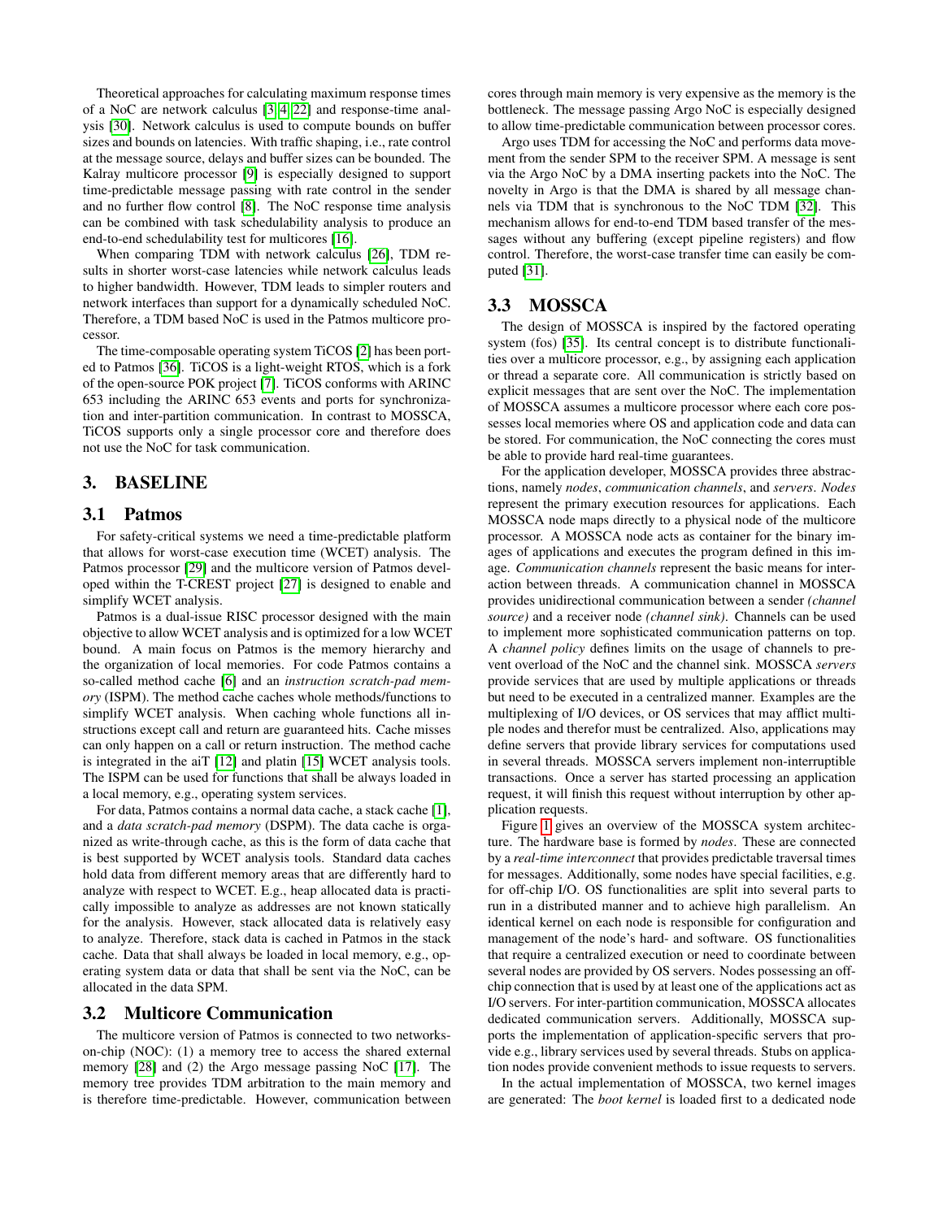Theoretical approaches for calculating maximum response times of a NoC are network calculus [3, 4, 22] and response-time analysis [30]. Network calculus is used to compute bounds on buffer sizes and bounds on latencies. With traffic shaping, i.e., rate control at the message source, delays and buffer sizes can be bounded. The Kalray multicore processor [9] is especially designed to support time-predictable message passing with rate control in the sender and no further flow control [8]. The NoC response time analysis can be combined with task schedulability analysis to produce an end-to-end schedulability test for multicores [16].

When comparing TDM with network calculus [26], TDM results in shorter worst-case latencies while network calculus leads to higher bandwidth. However, TDM leads to simpler routers and network interfaces than support for a dynamically scheduled NoC. Therefore, a TDM based NoC is used in the Patmos multicore processor.

The time-composable operating system TiCOS [2] has been ported to Patmos [36]. TiCOS is a light-weight RTOS, which is a fork of the open-source POK project [7]. TiCOS conforms with ARINC 653 including the ARINC 653 events and ports for synchronization and inter-partition communication. In contrast to MOSSCA, TiCOS supports only a single processor core and therefore does not use the NoC for task communication.

## 3. BASELINE

### 3.1 Patmos

For safety-critical systems we need a time-predictable platform that allows for worst-case execution time (WCET) analysis. The Patmos processor [29] and the multicore version of Patmos developed within the T-CREST project [27] is designed to enable and simplify WCET analysis.

Patmos is a dual-issue RISC processor designed with the main objective to allow WCET analysis and is optimized for a low WCET bound. A main focus on Patmos is the memory hierarchy and the organization of local memories. For code Patmos contains a so-called method cache [6] and an *instruction scratch-pad memory* (ISPM). The method cache caches whole methods/functions to simplify WCET analysis. When caching whole functions all instructions except call and return are guaranteed hits. Cache misses can only happen on a call or return instruction. The method cache is integrated in the aiT [12] and platin [15] WCET analysis tools. The ISPM can be used for functions that shall be always loaded in a local memory, e.g., operating system services.

For data, Patmos contains a normal data cache, a stack cache [1], and a *data scratch-pad memory* (DSPM). The data cache is organized as write-through cache, as this is the form of data cache that is best supported by WCET analysis tools. Standard data caches hold data from different memory areas that are differently hard to analyze with respect to WCET. E.g., heap allocated data is practically impossible to analyze as addresses are not known statically for the analysis. However, stack allocated data is relatively easy to analyze. Therefore, stack data is cached in Patmos in the stack cache. Data that shall always be loaded in local memory, e.g., operating system data or data that shall be sent via the NoC, can be allocated in the data SPM.

### 3.2 Multicore Communication

The multicore version of Patmos is connected to two networks-on-chip (NOC): (1) a memory tree to access the shared external memory [28] and (2) the Argo message passing NoC [17]. The memory tree provides TDM arbitration to the main memory and is therefore time-predictable. However, communication between cores through main memory is very expensive as the memory is the bottleneck. The message passing Argo NoC is especially designed to allow time-predictable communication between processor cores.

Argo uses TDM for accessing the NoC and performs data movement from the sender SPM to the receiver SPM. A message is sent via the Argo NoC by a DMA inserting packets into the NoC. The novelty in Argo is that the DMA is shared by all message channels via TDM that is synchronous to the NoC TDM [32]. This mechanism allows for end-to-end TDM based transfer of the messages without any buffering (except pipeline registers) and flow control. Therefore, the worst-case transfer time can easily be computed [31].

### 3.3 MOSSCA

The design of MOSSCA is inspired by the factored operating system (fos) [35]. Its central concept is to distribute functionalities over a multicore processor, e.g., by assigning each application or thread a separate core. All communication is strictly based on explicit messages that are sent over the NoC. The implementation of MOSSCA assumes a multicore processor where each core possesses local memories where OS and application code and data can be stored. For communication, the NoC connecting the cores must be able to provide hard real-time guarantees.

For the application developer, MOSSCA provides three abstractions, namely *nodes*, *communication channels*, and *servers*. *Nodes* represent the primary execution resources for applications. Each MOSSCA node maps directly to a physical node of the multicore processor. A MOSSCA node acts as container for the binary images of applications and executes the program defined in this image. *Communication channels* represent the basic means for interaction between threads. A communication channel in MOSSCA provides unidirectional communication between a sender *(channel source)* and a receiver node *(channel sink)*. Channels can be used to implement more sophisticated communication patterns on top. A *channel policy* defines limits on the usage of channels to prevent overload of the NoC and the channel sink. MOSSCA *servers* provide services that are used by multiple applications or threads but need to be executed in a centralized manner. Examples are the multiplexing of I/O devices, or OS services that may afflict multiple nodes and therefor must be centralized. Also, applications may define servers that provide library services for computations used in several threads. MOSSCA servers implement non-interruptible transactions. Once a server has started processing an application request, it will finish this request without interruption by other application requests.

Figure 1 gives an overview of the MOSSCA system architecture. The hardware base is formed by *nodes*. These are connected by a *real-time interconnect* that provides predictable traversal times for messages. Additionally, some nodes have special facilities, e.g. for off-chip I/O. OS functionalities are split into several parts to run in a distributed manner and to achieve high parallelism. An identical kernel on each node is responsible for configuration and management of the node's hard- and software. OS functionalities that require a centralized execution or need to coordinate between several nodes are provided by OS servers. Nodes possessing an off-chip connection that is used by at least one of the applications act as I/O servers. For inter-partition communication, MOSSCA allocates dedicated communication servers. Additionally, MOSSCA supports the implementation of application-specific servers that provide e.g., library services used by several threads. Stubs on application nodes provide convenient methods to issue requests to servers.

In the actual implementation of MOSSCA, two kernel images are generated: The *boot kernel* is loaded first to a dedicated node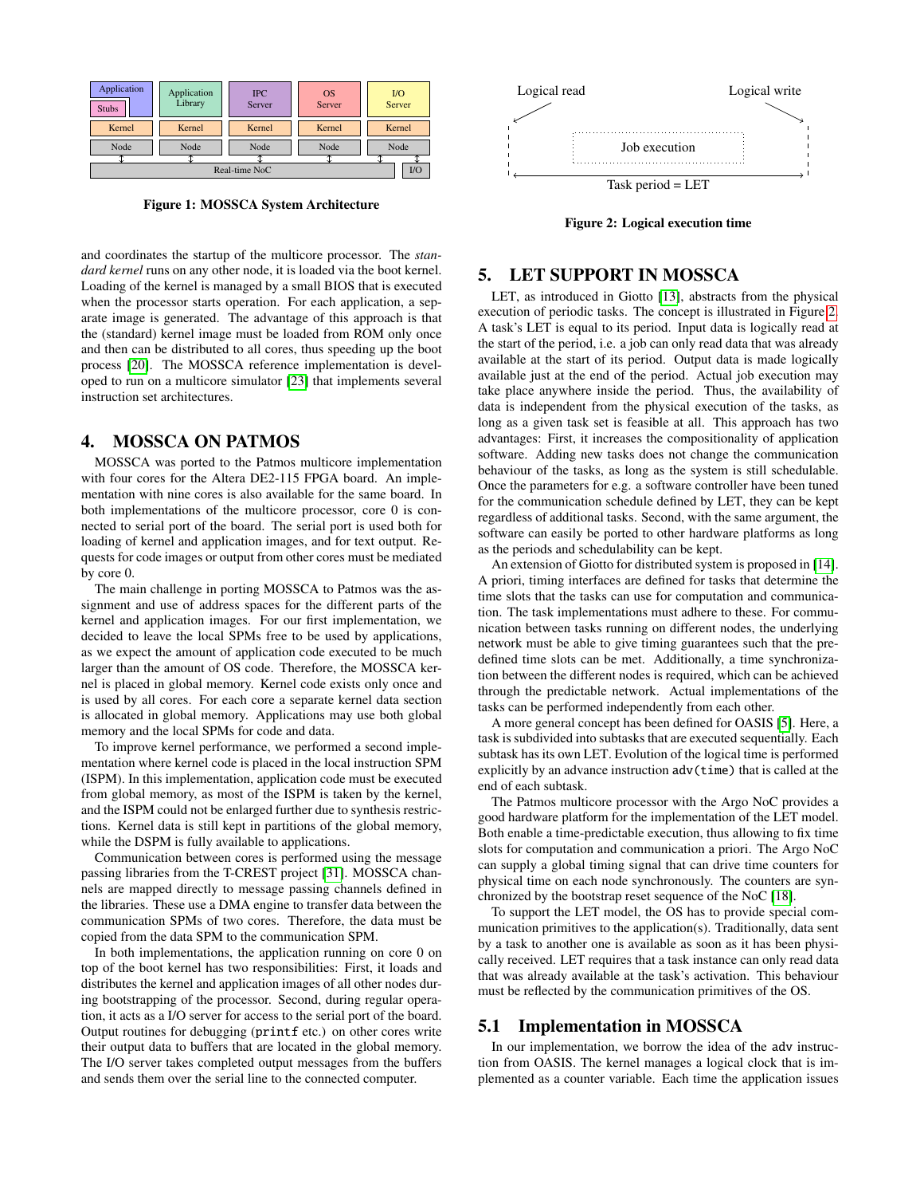Figure 1: MOSSCA System Architecture

and coordinates the startup of the multicore processor. The *standard kernel* runs on any other node, it is loaded via the boot kernel. Loading of the kernel is managed by a small BIOS that is executed when the processor starts operation. For each application, a separate image is generated. The advantage of this approach is that the (standard) kernel image must be loaded from ROM only once and then can be distributed to all cores, thus speeding up the boot process [20]. The MOSSCA reference implementation is developed to run on a multicore simulator [23] that implements several instruction set architectures.

## 4. MOSSCA ON PATMOS

MOSSCA was ported to the Patmos multicore implementation with four cores for the Altera DE2-115 FPGA board. An implementation with nine cores is also available for the same board. In both implementations of the multicore processor, core 0 is connected to serial port of the board. The serial port is used both for loading of kernel and application images, and for text output. Requests for code images or output from other cores must be mediated by core 0.

The main challenge in porting MOSSCA to Patmos was the assignment and use of address spaces for the different parts of the kernel and application images. For our first implementation, we decided to leave the local SPMs free to be used by applications, as we expect the amount of application code executed to be much larger than the amount of OS code. Therefore, the MOSSCA kernel is placed in global memory. Kernel code exists only once and is used by all cores. For each core a separate kernel data section is allocated in global memory. Applications may use both global memory and the local SPMs for code and data.

To improve kernel performance, we performed a second implementation where kernel code is placed in the local instruction SPM (ISPM). In this implementation, application code must be executed from global memory, as most of the ISPM is taken by the kernel, and the ISPM could not be enlarged further due to synthesis restrictions. Kernel data is still kept in partitions of the global memory, while the DSPM is fully available to applications.

Communication between cores is performed using the message passing libraries from the T-CREST project [31]. MOSSCA channels are mapped directly to message passing channels defined in the libraries. These use a DMA engine to transfer data between the communication SPMs of two cores. Therefore, the data must be copied from the data SPM to the communication SPM.

In both implementations, the application running on core 0 on top of the boot kernel has two responsibilities: First, it loads and distributes the kernel and application images of all other nodes during bootstrapping of the processor. Second, during regular operation, it acts as a I/O server for access to the serial port of the board. Output routines for debugging (`printf` etc.) on other cores write their output data to buffers that are located in the global memory. The I/O server takes completed output messages from the buffers and sends them over the serial line to the connected computer.

Figure 2: Logical execution time

## 5. LET SUPPORT IN MOSSCA

LET, as introduced in Giotto [13], abstracts from the physical execution of periodic tasks. The concept is illustrated in Figure 2. A task's LET is equal to its period. Input data is logically read at the start of the period, i.e. a job can only read data that was already available at the start of its period. Output data is made logically available just at the end of the period. Actual job execution may take place anywhere inside the period. Thus, the availability of data is independent from the physical execution of the tasks, as long as a given task set is feasible at all. This approach has two advantages: First, it increases the compositionality of application software. Adding new tasks does not change the communication behaviour of the tasks, as long as the system is still schedulable. Once the parameters for e.g. a software controller have been tuned for the communication schedule defined by LET, they can be kept regardless of additional tasks. Second, with the same argument, the software can easily be ported to other hardware platforms as long as the periods and schedulability can be kept.

An extension of Giotto for distributed system is proposed in [14]. A priori, timing interfaces are defined for tasks that determine the time slots that the tasks can use for computation and communication. The task implementations must adhere to these. For communication between tasks running on different nodes, the underlying network must be able to give timing guarantees such that the predefined time slots can be met. Additionally, a time synchronization between the different nodes is required, which can be achieved through the predictable network. Actual implementations of the tasks can be performed independently from each other.

A more general concept has been defined for OASIS [5]. Here, a task is subdivided into subtasks that are executed sequentially. Each subtask has its own LET. Evolution of the logical time is performed explicitly by an advance instruction `adv(time)` that is called at the end of each subtask.

The Patmos multicore processor with the Argo NoC provides a good hardware platform for the implementation of the LET model. Both enable a time-predictable execution, thus allowing to fix time slots for computation and communication a priori. The Argo NoC can supply a global timing signal that can drive time counters for physical time on each node synchronously. The counters are synchronized by the bootstrap reset sequence of the NoC [18].

To support the LET model, the OS has to provide special communication primitives to the application(s). Traditionally, data sent by a task to another one is available as soon as it has been physically received. LET requires that a task instance can only read data that was already available at the task's activation. This behaviour must be reflected by the communication primitives of the OS.

### 5.1 Implementation in MOSSCA

In our implementation, we borrow the idea of the `adv` instruction from OASIS. The kernel manages a logical clock that is implemented as a counter variable. Each time the application issues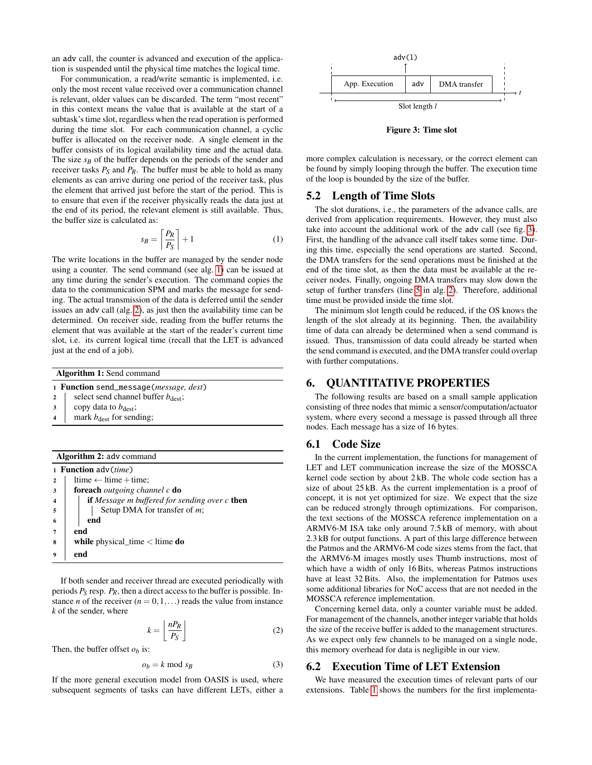an `adv` call, the counter is advanced and execution of the application is suspended until the physical time matches the logical time.

For communication, a read/write semantic is implemented, i.e. only the most recent value received over a communication channel is relevant, older values can be discarded. The term "most recent" in this context means the value that is available at the start of a subtask's time slot, regardless when the read operation is performed during the time slot. For each communication channel, a cyclic buffer is allocated on the receiver node. A single element in the buffer consists of its logical availability time and the actual data. The size $s_B$ of the buffer depends on the periods of the sender and receiver tasks $P_S$ and $P_R$. The buffer must be able to hold as many elements as can arrive during one period of the receiver task, plus the element that arrived just before the start of the period. This is to ensure that even if the receiver physically reads the data just at the end of its period, the relevant element is still available. Thus, the buffer size is calculated as:

$$s_B = \left\lceil \frac{P_R}{P_S} \right\rceil + 1 \tag{1}$$

The write locations in the buffer are managed by the sender node using a counter. The send command (see alg. 1) can be issued at any time during the sender's execution. The command copies the data to the communication SPM and marks the message for sending. The actual transmission of the data is deferred until the sender issues an `adv` call (alg. 2), as just then the availability time can be determined. On receiver side, reading from the buffer returns the element that was available at the start of the reader's current time slot, i.e. its current logical time (recall that the LET is advanced just at the end of a job).

**Algorithm 1:** Send command

```
1 Function send_message(message, dest)
2     select send channel buffer b_dest;
3     copy data to b_dest;
4     mark b_dest for sending;
```

**Algorithm 2:** `adv` command

```
1 Function adv(time)
2     ltime ← ltime + time;
3     foreach outgoing channel c do
4         if Message m buffered for sending over c then
5             Setup DMA for transfer of m;
6         end
7     end
8     while physical_time < ltime do
9     end
```

If both sender and receiver thread are executed periodically with periods $P_S$ resp. $P_R$, then a direct access to the buffer is possible. Instance $n$ of the receiver ($n = 0, 1, \ldots$) reads the value from instance $k$ of the sender, where

$$k = \left\lfloor \frac{nP_R}{P_S} \right\rfloor \tag{2}$$

Then, the buffer offset $o_b$ is:

$$o_b = k \bmod s_B \tag{3}$$

If the more general execution model from OASIS is used, where subsequent segments of tasks can have different LETs, either a more complex calculation is necessary, or the correct element can be found by simply looping through the buffer. The execution time of the loop is bounded by the size of the buffer.

adv(1)

| App. Execution | adv | DMA transfer |
|---|---|---|

Slot length $l$

**Figure 3: Time slot**

## 5.2 Length of Time Slots

The slot durations, i.e., the parameters of the advance calls, are derived from application requirements. However, they must also take into account the additional work of the `adv` call (see fig. 3). First, the handling of the advance call itself takes some time. During this time, especially the send operations are started. Second, the DMA transfers for the send operations must be finished at the end of the time slot, as then the data must be available at the receiver nodes. Finally, ongoing DMA transfers may slow down the setup of further transfers (line 5 in alg. 2). Therefore, additional time must be provided inside the time slot.

The minimum slot length could be reduced, if the OS knows the length of the slot already at its beginning. Then, the availability time of data can already be determined when a send command is issued. Thus, transmission of data could already be started when the send command is executed, and the DMA transfer could overlap with further computations.

# 6. QUANTITATIVE PROPERTIES

The following results are based on a small sample application consisting of three nodes that mimic a sensor/computation/actuator system, where every second a message is passed through all three nodes. Each message has a size of 16 bytes.

## 6.1 Code Size

In the current implementation, the functions for management of LET and LET communication increase the size of the MOSSCA kernel code section by about 2 kB. The whole code section has a size of about 25 kB. As the current implementation is a proof of concept, it is not yet optimized for size. We expect that the size can be reduced strongly through optimizations. For comparison, the text sections of the MOSSCA reference implementation on a ARMV6-M ISA take only around 7.5 kB of memory, with about 2.3 kB for output functions. A part of this large difference between the Patmos and the ARMV6-M code sizes stems from the fact, that the ARMV6-M images mostly uses Thumb instructions, most of which have a width of only 16 Bits, whereas Patmos instructions have at least 32 Bits. Also, the implementation for Patmos uses some additional libraries for NoC access that are not needed in the MOSSCA reference implementation.

Concerning kernel data, only a counter variable must be added. For management of the channels, another integer variable that holds the size of the receive buffer is added to the management structures. As we expect only few channels to be managed on a single node, this memory overhead for data is negligible in our view.

## 6.2 Execution Time of LET Extension

We have measured the execution times of relevant parts of our extensions. Table 1 shows the numbers for the first implementa-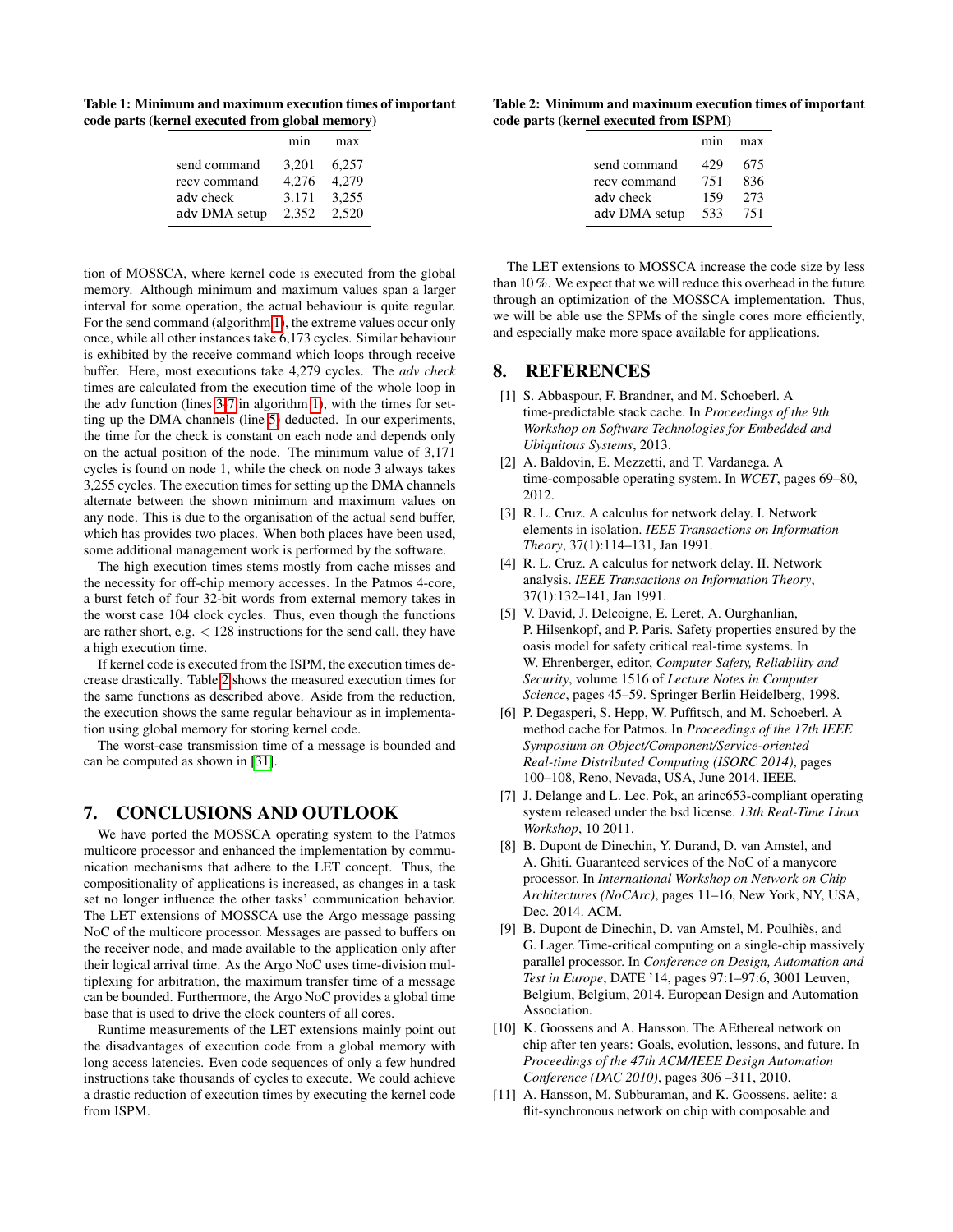**Table 1: Minimum and maximum execution times of important code parts (kernel executed from global memory)**

| | min | max |
|---|---|---|
| send command | 3,201 | 6,257 |
| recv command | 4,276 | 4,279 |
| adv check | 3.171 | 3,255 |
| adv DMA setup | 2,352 | 2,520 |

**Table 2: Minimum and maximum execution times of important code parts (kernel executed from ISPM)**

| | min | max |
|---|---|---|
| send command | 429 | 675 |
| recv command | 751 | 836 |
| adv check | 159 | 273 |
| adv DMA setup | 533 | 751 |

tion of MOSSCA, where kernel code is executed from the global memory. Although minimum and maximum values span a larger interval for some operation, the actual behaviour is quite regular. For the send command (algorithm 1), the extreme values occur only once, while all other instances take 6,173 cycles. Similar behaviour is exhibited by the receive command which loops through receive buffer. Here, most executions take 4,279 cycles. The *adv check* times are calculated from the execution time of the whole loop in the adv function (lines 3–7 in algorithm 1), with the times for setting up the DMA channels (line 5) deducted. In our experiments, the time for the check is constant on each node and depends only on the actual position of the node. The minimum value of 3,171 cycles is found on node 1, while the check on node 3 always takes 3,255 cycles. The execution times for setting up the DMA channels alternate between the shown minimum and maximum values on any node. This is due to the organisation of the actual send buffer, which has provides two places. When both places have been used, some additional management work is performed by the software.

The high execution times stems mostly from cache misses and the necessity for off-chip memory accesses. In the Patmos 4-core, a burst fetch of four 32-bit words from external memory takes in the worst case 104 clock cycles. Thus, even though the functions are rather short, e.g. $< 128$ instructions for the send call, they have a high execution time.

If kernel code is executed from the ISPM, the execution times decrease drastically. Table 2 shows the measured execution times for the same functions as described above. Aside from the reduction, the execution shows the same regular behaviour as in implementation using global memory for storing kernel code.

The worst-case transmission time of a message is bounded and can be computed as shown in [31].

## 7. CONCLUSIONS AND OUTLOOK

We have ported the MOSSCA operating system to the Patmos multicore processor and enhanced the implementation by communication mechanisms that adhere to the LET concept. Thus, the compositionality of applications is increased, as changes in a task set no longer influence the other tasks' communication behavior. The LET extensions of MOSSCA use the Argo message passing NoC of the multicore processor. Messages are passed to buffers on the receiver node, and made available to the application only after their logical arrival time. As the Argo NoC uses time-division multiplexing for arbitration, the maximum transfer time of a message can be bounded. Furthermore, the Argo NoC provides a global time base that is used to drive the clock counters of all cores.

Runtime measurements of the LET extensions mainly point out the disadvantages of execution code from a global memory with long access latencies. Even code sequences of only a few hundred instructions take thousands of cycles to execute. We could achieve a drastic reduction of execution times by executing the kernel code from ISPM.

The LET extensions to MOSSCA increase the code size by less than 10 %. We expect that we will reduce this overhead in the future through an optimization of the MOSSCA implementation. Thus, we will be able use the SPMs of the single cores more efficiently, and especially make more space available for applications.

## 8. REFERENCES

[1] S. Abbaspour, F. Brandner, and M. Schoeberl. A time-predictable stack cache. In *Proceedings of the 9th Workshop on Software Technologies for Embedded and Ubiquitous Systems*, 2013.

[2] A. Baldovin, E. Mezzetti, and T. Vardanega. A time-composable operating system. In *WCET*, pages 69–80, 2012.

[3] R. L. Cruz. A calculus for network delay. I. Network elements in isolation. *IEEE Transactions on Information Theory*, 37(1):114–131, Jan 1991.

[4] R. L. Cruz. A calculus for network delay. II. Network analysis. *IEEE Transactions on Information Theory*, 37(1):132–141, Jan 1991.

[5] V. David, J. Delcoigne, E. Leret, A. Ourghanlian, P. Hilsenkopf, and P. Paris. Safety properties ensured by the oasis model for safety critical real-time systems. In W. Ehrenberger, editor, *Computer Safety, Reliability and Security*, volume 1516 of *Lecture Notes in Computer Science*, pages 45–59. Springer Berlin Heidelberg, 1998.

[6] P. Degasperi, S. Hepp, W. Puffitsch, and M. Schoeberl. A method cache for Patmos. In *Proceedings of the 17th IEEE Symposium on Object/Component/Service-oriented Real-time Distributed Computing (ISORC 2014)*, pages 100–108, Reno, Nevada, USA, June 2014. IEEE.

[7] J. Delange and L. Lec. Pok, an arinc653-compliant operating system released under the bsd license. *13th Real-Time Linux Workshop*, 10 2011.

[8] B. Dupont de Dinechin, Y. Durand, D. van Amstel, and A. Ghiti. Guaranteed services of the NoC of a manycore processor. In *International Workshop on Network on Chip Architectures (NoCArc)*, pages 11–16, New York, NY, USA, Dec. 2014. ACM.

[9] B. Dupont de Dinechin, D. van Amstel, M. Poulhiès, and G. Lager. Time-critical computing on a single-chip massively parallel processor. In *Conference on Design, Automation and Test in Europe*, DATE '14, pages 97:1–97:6, 3001 Leuven, Belgium, Belgium, 2014. European Design and Automation Association.

[10] K. Goossens and A. Hansson. The AEthereal network on chip after ten years: Goals, evolution, lessons, and future. In *Proceedings of the 47th ACM/IEEE Design Automation Conference (DAC 2010)*, pages 306 –311, 2010.

[11] A. Hansson, M. Subburaman, and K. Goossens. aelite: a flit-synchronous network on chip with composable and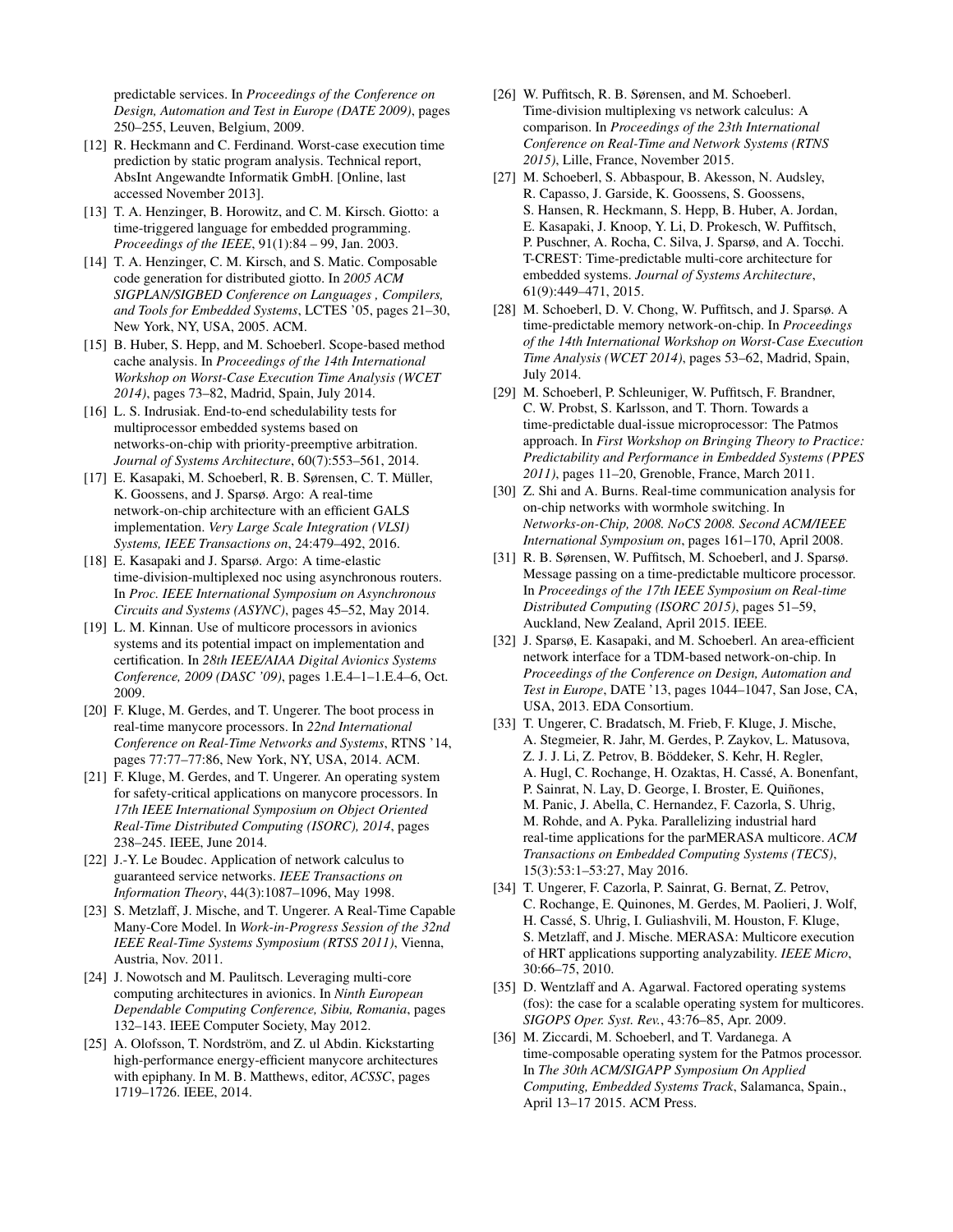predictable services. In *Proceedings of the Conference on Design, Automation and Test in Europe (DATE 2009)*, pages 250–255, Leuven, Belgium, 2009.

[12] R. Heckmann and C. Ferdinand. Worst-case execution time prediction by static program analysis. Technical report, AbsInt Angewandte Informatik GmbH. [Online, last accessed November 2013].

[13] T. A. Henzinger, B. Horowitz, and C. M. Kirsch. Giotto: a time-triggered language for embedded programming. *Proceedings of the IEEE*, 91(1):84 – 99, Jan. 2003.

[14] T. A. Henzinger, C. M. Kirsch, and S. Matic. Composable code generation for distributed giotto. In *2005 ACM SIGPLAN/SIGBED Conference on Languages , Compilers, and Tools for Embedded Systems*, LCTES '05, pages 21–30, New York, NY, USA, 2005. ACM.

[15] B. Huber, S. Hepp, and M. Schoeberl. Scope-based method cache analysis. In *Proceedings of the 14th International Workshop on Worst-Case Execution Time Analysis (WCET 2014)*, pages 73–82, Madrid, Spain, July 2014.

[16] L. S. Indrusiak. End-to-end schedulability tests for multiprocessor embedded systems based on networks-on-chip with priority-preemptive arbitration. *Journal of Systems Architecture*, 60(7):553–561, 2014.

[17] E. Kasapaki, M. Schoeberl, R. B. Sørensen, C. T. Müller, K. Goossens, and J. Sparsø. Argo: A real-time network-on-chip architecture with an efficient GALS implementation. *Very Large Scale Integration (VLSI) Systems, IEEE Transactions on*, 24:479–492, 2016.

[18] E. Kasapaki and J. Sparsø. Argo: A time-elastic time-division-multiplexed noc using asynchronous routers. In *Proc. IEEE International Symposium on Asynchronous Circuits and Systems (ASYNC)*, pages 45–52, May 2014.

[19] L. M. Kinnan. Use of multicore processors in avionics systems and its potential impact on implementation and certification. In *28th IEEE/AIAA Digital Avionics Systems Conference, 2009 (DASC '09)*, pages 1.E.4–1–1.E.4–6, Oct. 2009.

[20] F. Kluge, M. Gerdes, and T. Ungerer. The boot process in real-time manycore processors. In *22nd International Conference on Real-Time Networks and Systems*, RTNS '14, pages 77:77–77:86, New York, NY, USA, 2014. ACM.

[21] F. Kluge, M. Gerdes, and T. Ungerer. An operating system for safety-critical applications on manycore processors. In *17th IEEE International Symposium on Object Oriented Real-Time Distributed Computing (ISORC), 2014*, pages 238–245. IEEE, June 2014.

[22] J.-Y. Le Boudec. Application of network calculus to guaranteed service networks. *IEEE Transactions on Information Theory*, 44(3):1087–1096, May 1998.

[23] S. Metzlaff, J. Mische, and T. Ungerer. A Real-Time Capable Many-Core Model. In *Work-in-Progress Session of the 32nd IEEE Real-Time Systems Symposium (RTSS 2011)*, Vienna, Austria, Nov. 2011.

[24] J. Nowotsch and M. Paulitsch. Leveraging multi-core computing architectures in avionics. In *Ninth European Dependable Computing Conference, Sibiu, Romania*, pages 132–143. IEEE Computer Society, May 2012.

[25] A. Olofsson, T. Nordström, and Z. ul Abdin. Kickstarting high-performance energy-efficient manycore architectures with epiphany. In M. B. Matthews, editor, *ACSSC*, pages 1719–1726. IEEE, 2014.

[26] W. Puffitsch, R. B. Sørensen, and M. Schoeberl. Time-division multiplexing vs network calculus: A comparison. In *Proceedings of the 23th International Conference on Real-Time and Network Systems (RTNS 2015)*, Lille, France, November 2015.

[27] M. Schoeberl, S. Abbaspour, B. Akesson, N. Audsley, R. Capasso, J. Garside, K. Goossens, S. Goossens, S. Hansen, R. Heckmann, S. Hepp, B. Huber, A. Jordan, E. Kasapaki, J. Knoop, Y. Li, D. Prokesch, W. Puffitsch, P. Puschner, A. Rocha, C. Silva, J. Sparsø, and A. Tocchi. T-CREST: Time-predictable multi-core architecture for embedded systems. *Journal of Systems Architecture*, 61(9):449–471, 2015.

[28] M. Schoeberl, D. V. Chong, W. Puffitsch, and J. Sparsø. A time-predictable memory network-on-chip. In *Proceedings of the 14th International Workshop on Worst-Case Execution Time Analysis (WCET 2014)*, pages 53–62, Madrid, Spain, July 2014.

[29] M. Schoeberl, P. Schleuniger, W. Puffitsch, F. Brandner, C. W. Probst, S. Karlsson, and T. Thorn. Towards a time-predictable dual-issue microprocessor: The Patmos approach. In *First Workshop on Bringing Theory to Practice: Predictability and Performance in Embedded Systems (PPES 2011)*, pages 11–20, Grenoble, France, March 2011.

[30] Z. Shi and A. Burns. Real-time communication analysis for on-chip networks with wormhole switching. In *Networks-on-Chip, 2008. NoCS 2008. Second ACM/IEEE International Symposium on*, pages 161–170, April 2008.

[31] R. B. Sørensen, W. Puffitsch, M. Schoeberl, and J. Sparsø. Message passing on a time-predictable multicore processor. In *Proceedings of the 17th IEEE Symposium on Real-time Distributed Computing (ISORC 2015)*, pages 51–59, Auckland, New Zealand, April 2015. IEEE.

[32] J. Sparsø, E. Kasapaki, and M. Schoeberl. An area-efficient network interface for a TDM-based network-on-chip. In *Proceedings of the Conference on Design, Automation and Test in Europe*, DATE '13, pages 1044–1047, San Jose, CA, USA, 2013. EDA Consortium.

[33] T. Ungerer, C. Bradatsch, M. Frieb, F. Kluge, J. Mische, A. Stegmeier, R. Jahr, M. Gerdes, P. Zaykov, L. Matusova, Z. J. J. Li, Z. Petrov, B. Böddeker, S. Kehr, H. Regler, A. Hugl, C. Rochange, H. Ozaktas, H. Cassé, A. Bonenfant, P. Sainrat, N. Lay, D. George, I. Broster, E. Quiñones, M. Panic, J. Abella, C. Hernandez, F. Cazorla, S. Uhrig, M. Rohde, and A. Pyka. Parallelizing industrial hard real-time applications for the parMERASA multicore. *ACM Transactions on Embedded Computing Systems (TECS)*, 15(3):53:1–53:27, May 2016.

[34] T. Ungerer, F. Cazorla, P. Sainrat, G. Bernat, Z. Petrov, C. Rochange, E. Quinones, M. Gerdes, M. Paolieri, J. Wolf, H. Cassé, S. Uhrig, I. Guliashvili, M. Houston, F. Kluge, S. Metzlaff, and J. Mische. MERASA: Multicore execution of HRT applications supporting analyzability. *IEEE Micro*, 30:66–75, 2010.

[35] D. Wentzlaff and A. Agarwal. Factored operating systems (fos): the case for a scalable operating system for multicores. *SIGOPS Oper. Syst. Rev.*, 43:76–85, Apr. 2009.

[36] M. Ziccardi, M. Schoeberl, and T. Vardanega. A time-composable operating system for the Patmos processor. In *The 30th ACM/SIGAPP Symposium On Applied Computing, Embedded Systems Track*, Salamanca, Spain., April 13–17 2015. ACM Press.